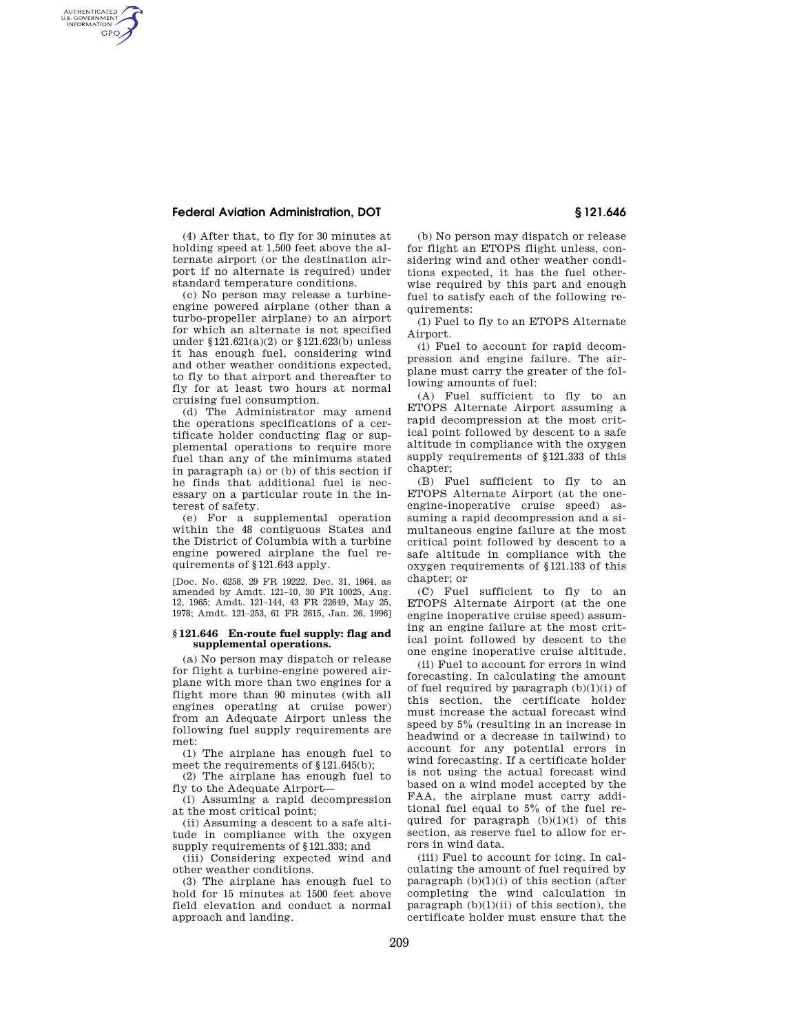(4) After that, to fly for 30 minutes at holding speed at 1,500 feet above the alternate airport (or the destination airport if no alternate is required) under standard temperature conditions.

(c) No person may release a turbine-engine powered airplane (other than a turbo-propeller airplane) to an airport for which an alternate is not specified under §121.621(a)(2) or §121.623(b) unless it has enough fuel, considering wind and other weather conditions expected, to fly to that airport and thereafter to fly for at least two hours at normal cruising fuel consumption.

(d) The Administrator may amend the operations specifications of a certificate holder conducting flag or supplemental operations to require more fuel than any of the minimums stated in paragraph (a) or (b) of this section if he finds that additional fuel is necessary on a particular route in the interest of safety.

(e) For a supplemental operation within the 48 contiguous States and the District of Columbia with a turbine engine powered airplane the fuel requirements of §121.643 apply.

[Doc. No. 6258, 29 FR 19222, Dec. 31, 1964, as amended by Amdt. 121–10, 30 FR 10025, Aug. 12, 1965; Amdt. 121–144, 43 FR 22649, May 25, 1978; Amdt. 121–253, 61 FR 2615, Jan. 26, 1996]

### §121.646 En-route fuel supply: flag and supplemental operations.

(a) No person may dispatch or release for flight a turbine-engine powered airplane with more than two engines for a flight more than 90 minutes (with all engines operating at cruise power) from an Adequate Airport unless the following fuel supply requirements are met:

(1) The airplane has enough fuel to meet the requirements of §121.645(b);

(2) The airplane has enough fuel to fly to the Adequate Airport—

(i) Assuming a rapid decompression at the most critical point;

(ii) Assuming a descent to a safe altitude in compliance with the oxygen supply requirements of §121.333; and

(iii) Considering expected wind and other weather conditions.

(3) The airplane has enough fuel to hold for 15 minutes at 1500 feet above field elevation and conduct a normal approach and landing.

(b) No person may dispatch or release for flight an ETOPS flight unless, considering wind and other weather conditions expected, it has the fuel otherwise required by this part and enough fuel to satisfy each of the following requirements:

(1) Fuel to fly to an ETOPS Alternate Airport.

(i) Fuel to account for rapid decompression and engine failure. The airplane must carry the greater of the following amounts of fuel:

(A) Fuel sufficient to fly to an ETOPS Alternate Airport assuming a rapid decompression at the most critical point followed by descent to a safe altitude in compliance with the oxygen supply requirements of §121.333 of this chapter;

(B) Fuel sufficient to fly to an ETOPS Alternate Airport (at the one-engine-inoperative cruise speed) assuming a rapid decompression and a simultaneous engine failure at the most critical point followed by descent to a safe altitude in compliance with the oxygen requirements of §121.133 of this chapter; or

(C) Fuel sufficient to fly to an ETOPS Alternate Airport (at the one engine inoperative cruise speed) assuming an engine failure at the most critical point followed by descent to the one engine inoperative cruise altitude.

(ii) Fuel to account for errors in wind forecasting. In calculating the amount of fuel required by paragraph (b)(1)(i) of this section, the certificate holder must increase the actual forecast wind speed by 5% (resulting in an increase in headwind or a decrease in tailwind) to account for any potential errors in wind forecasting. If a certificate holder is not using the actual forecast wind based on a wind model accepted by the FAA, the airplane must carry additional fuel equal to 5% of the fuel required for paragraph (b)(1)(i) of this section, as reserve fuel to allow for errors in wind data.

(iii) Fuel to account for icing. In calculating the amount of fuel required by paragraph (b)(1)(i) of this section (after completing the wind calculation in paragraph (b)(1)(ii) of this section), the certificate holder must ensure that the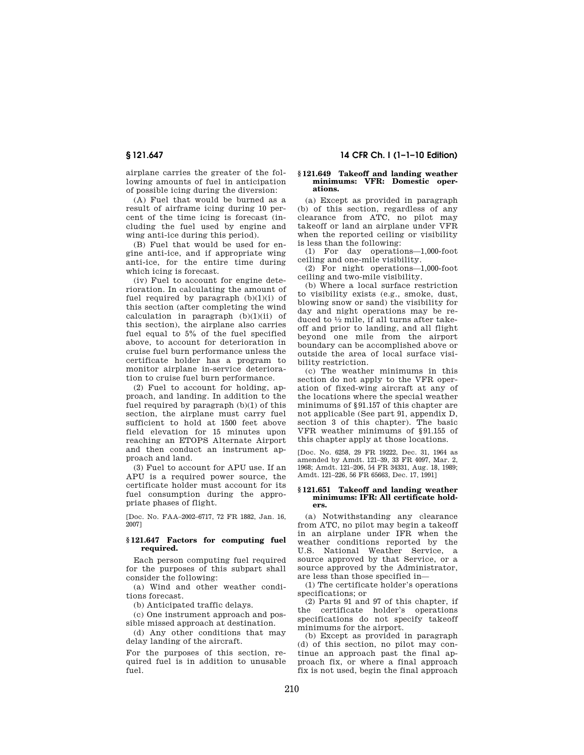airplane carries the greater of the following amounts of fuel in anticipation of possible icing during the diversion:

(A) Fuel that would be burned as a result of airframe icing during 10 percent of the time icing is forecast (including the fuel used by engine and wing anti-ice during this period).

(B) Fuel that would be used for engine anti-ice, and if appropriate wing anti-ice, for the entire time during which icing is forecast.

(iv) Fuel to account for engine deterioration. In calculating the amount of fuel required by paragraph (b)(1)(i) of this section (after completing the wind calculation in paragraph (b)(1)(ii) of this section), the airplane also carries fuel equal to 5% of the fuel specified above, to account for deterioration in cruise fuel burn performance unless the certificate holder has a program to monitor airplane in-service deterioration to cruise fuel burn performance.

(2) Fuel to account for holding, approach, and landing. In addition to the fuel required by paragraph (b)(1) of this section, the airplane must carry fuel sufficient to hold at 1500 feet above field elevation for 15 minutes upon reaching an ETOPS Alternate Airport and then conduct an instrument approach and land.

(3) Fuel to account for APU use. If an APU is a required power source, the certificate holder must account for its fuel consumption during the appropriate phases of flight.

[Doc. No. FAA–2002–6717, 72 FR 1882, Jan. 16, 2007]

### § 121.647 Factors for computing fuel required.

Each person computing fuel required for the purposes of this subpart shall consider the following:

(a) Wind and other weather conditions forecast.

(b) Anticipated traffic delays.

(c) One instrument approach and possible missed approach at destination.

(d) Any other conditions that may delay landing of the aircraft.

For the purposes of this section, required fuel is in addition to unusable fuel.

### § 121.649 Takeoff and landing weather minimums: VFR: Domestic operations.

(a) Except as provided in paragraph (b) of this section, regardless of any clearance from ATC, no pilot may takeoff or land an airplane under VFR when the reported ceiling or visibility is less than the following:

(1) For day operations—1,000-foot ceiling and one-mile visibility.

(2) For night operations—1,000-foot ceiling and two-mile visibility.

(b) Where a local surface restriction to visibility exists (e.g., smoke, dust, blowing snow or sand) the visibility for day and night operations may be reduced to ½ mile, if all turns after takeoff and prior to landing, and all flight beyond one mile from the airport boundary can be accomplished above or outside the area of local surface visibility restriction.

(c) The weather minimums in this section do not apply to the VFR operation of fixed-wing aircraft at any of the locations where the special weather minimums of §91.157 of this chapter are not applicable (See part 91, appendix D, section 3 of this chapter). The basic VFR weather minimums of §91.155 of this chapter apply at those locations.

[Doc. No. 6258, 29 FR 19222, Dec. 31, 1964 as amended by Amdt. 121–39, 33 FR 4097, Mar. 2, 1968; Amdt. 121–206, 54 FR 34331, Aug. 18, 1989; Amdt. 121–226, 56 FR 65663, Dec. 17, 1991]

### § 121.651 Takeoff and landing weather minimums: IFR: All certificate holders.

(a) Notwithstanding any clearance from ATC, no pilot may begin a takeoff in an airplane under IFR when the weather conditions reported by the U.S. National Weather Service, a source approved by that Service, or a source approved by the Administrator, are less than those specified in—

(1) The certificate holder's operations specifications; or

(2) Parts 91 and 97 of this chapter, if the certificate holder's operations specifications do not specify takeoff minimums for the airport.

(b) Except as provided in paragraph (d) of this section, no pilot may continue an approach past the final approach fix, or where a final approach fix is not used, begin the final approach